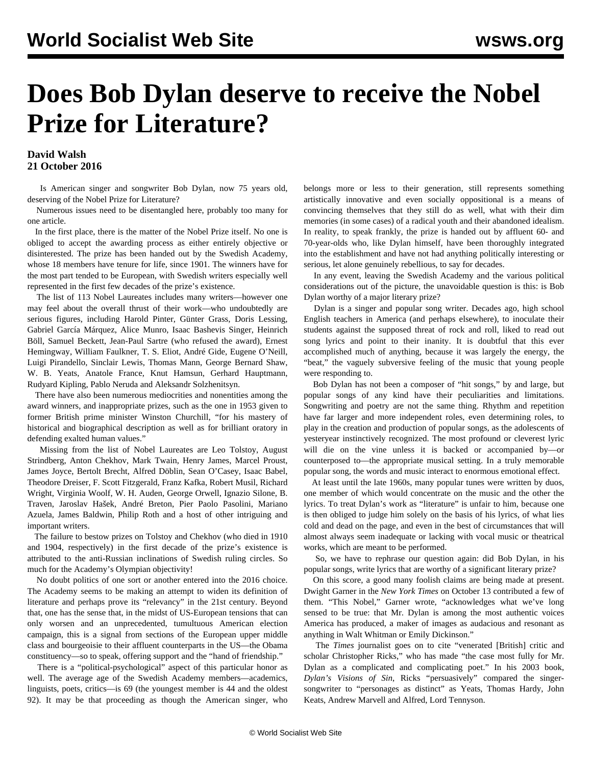# Does Bob Dylan deserve to receive the Nobel Prize for Literature?

**David Walsh**
**21 October 2016**

Is American singer and songwriter Bob Dylan, now 75 years old, deserving of the Nobel Prize for Literature?

Numerous issues need to be disentangled here, probably too many for one article.

In the first place, there is the matter of the Nobel Prize itself. No one is obliged to accept the awarding process as either entirely objective or disinterested. The prize has been handed out by the Swedish Academy, whose 18 members have tenure for life, since 1901. The winners have for the most part tended to be European, with Swedish writers especially well represented in the first few decades of the prize's existence.

The list of 113 Nobel Laureates includes many writers—however one may feel about the overall thrust of their work—who undoubtedly are serious figures, including Harold Pinter, Günter Grass, Doris Lessing, Gabriel García Márquez, Alice Munro, Isaac Bashevis Singer, Heinrich Böll, Samuel Beckett, Jean-Paul Sartre (who refused the award), Ernest Hemingway, William Faulkner, T. S. Eliot, André Gide, Eugene O'Neill, Luigi Pirandello, Sinclair Lewis, Thomas Mann, George Bernard Shaw, W. B. Yeats, Anatole France, Knut Hamsun, Gerhard Hauptmann, Rudyard Kipling, Pablo Neruda and Aleksandr Solzhenitsyn.

There have also been numerous mediocrities and nonentities among the award winners, and inappropriate prizes, such as the one in 1953 given to former British prime minister Winston Churchill, "for his mastery of historical and biographical description as well as for brilliant oratory in defending exalted human values."

Missing from the list of Nobel Laureates are Leo Tolstoy, August Strindberg, Anton Chekhov, Mark Twain, Henry James, Marcel Proust, James Joyce, Bertolt Brecht, Alfred Döblin, Sean O'Casey, Isaac Babel, Theodore Dreiser, F. Scott Fitzgerald, Franz Kafka, Robert Musil, Richard Wright, Virginia Woolf, W. H. Auden, George Orwell, Ignazio Silone, B. Traven, Jaroslav Hašek, André Breton, Pier Paolo Pasolini, Mariano Azuela, James Baldwin, Philip Roth and a host of other intriguing and important writers.

The failure to bestow prizes on Tolstoy and Chekhov (who died in 1910 and 1904, respectively) in the first decade of the prize's existence is attributed to the anti-Russian inclinations of Swedish ruling circles. So much for the Academy's Olympian objectivity!

No doubt politics of one sort or another entered into the 2016 choice. The Academy seems to be making an attempt to widen its definition of literature and perhaps prove its "relevancy" in the 21st century. Beyond that, one has the sense that, in the midst of US-European tensions that can only worsen and an unprecedented, tumultuous American election campaign, this is a signal from sections of the European upper middle class and bourgeoisie to their affluent counterparts in the US—the Obama constituency—so to speak, offering support and the "hand of friendship."

There is a "political-psychological" aspect of this particular honor as well. The average age of the Swedish Academy members—academics, linguists, poets, critics—is 69 (the youngest member is 44 and the oldest 92). It may be that proceeding as though the American singer, who belongs more or less to their generation, still represents something artistically innovative and even socially oppositional is a means of convincing themselves that they still do as well, what with their dim memories (in some cases) of a radical youth and their abandoned idealism. In reality, to speak frankly, the prize is handed out by affluent 60- and 70-year-olds who, like Dylan himself, have been thoroughly integrated into the establishment and have not had anything politically interesting or serious, let alone genuinely rebellious, to say for decades.

In any event, leaving the Swedish Academy and the various political considerations out of the picture, the unavoidable question is this: is Bob Dylan worthy of a major literary prize?

Dylan is a singer and popular song writer. Decades ago, high school English teachers in America (and perhaps elsewhere), to inoculate their students against the supposed threat of rock and roll, liked to read out song lyrics and point to their inanity. It is doubtful that this ever accomplished much of anything, because it was largely the energy, the "beat," the vaguely subversive feeling of the music that young people were responding to.

Bob Dylan has not been a composer of "hit songs," by and large, but popular songs of any kind have their peculiarities and limitations. Songwriting and poetry are not the same thing. Rhythm and repetition have far larger and more independent roles, even determining roles, to play in the creation and production of popular songs, as the adolescents of yesteryear instinctively recognized. The most profound or cleverest lyric will die on the vine unless it is backed or accompanied by—or counterposed to—the appropriate musical setting. In a truly memorable popular song, the words and music interact to enormous emotional effect.

At least until the late 1960s, many popular tunes were written by duos, one member of which would concentrate on the music and the other the lyrics. To treat Dylan's work as "literature" is unfair to him, because one is then obliged to judge him solely on the basis of his lyrics, of what lies cold and dead on the page, and even in the best of circumstances that will almost always seem inadequate or lacking with vocal music or theatrical works, which are meant to be performed.

So, we have to rephrase our question again: did Bob Dylan, in his popular songs, write lyrics that are worthy of a significant literary prize?

On this score, a good many foolish claims are being made at present. Dwight Garner in the *New York Times* on October 13 contributed a few of them. "This Nobel," Garner wrote, "acknowledges what we've long sensed to be true: that Mr. Dylan is among the most authentic voices America has produced, a maker of images as audacious and resonant as anything in Walt Whitman or Emily Dickinson."

The *Times* journalist goes on to cite "venerated [British] critic and scholar Christopher Ricks," who has made "the case most fully for Mr. Dylan as a complicated and complicating poet." In his 2003 book, *Dylan's Visions of Sin*, Ricks "persuasively" compared the singer-songwriter to "personages as distinct" as Yeats, Thomas Hardy, John Keats, Andrew Marvell and Alfred, Lord Tennyson.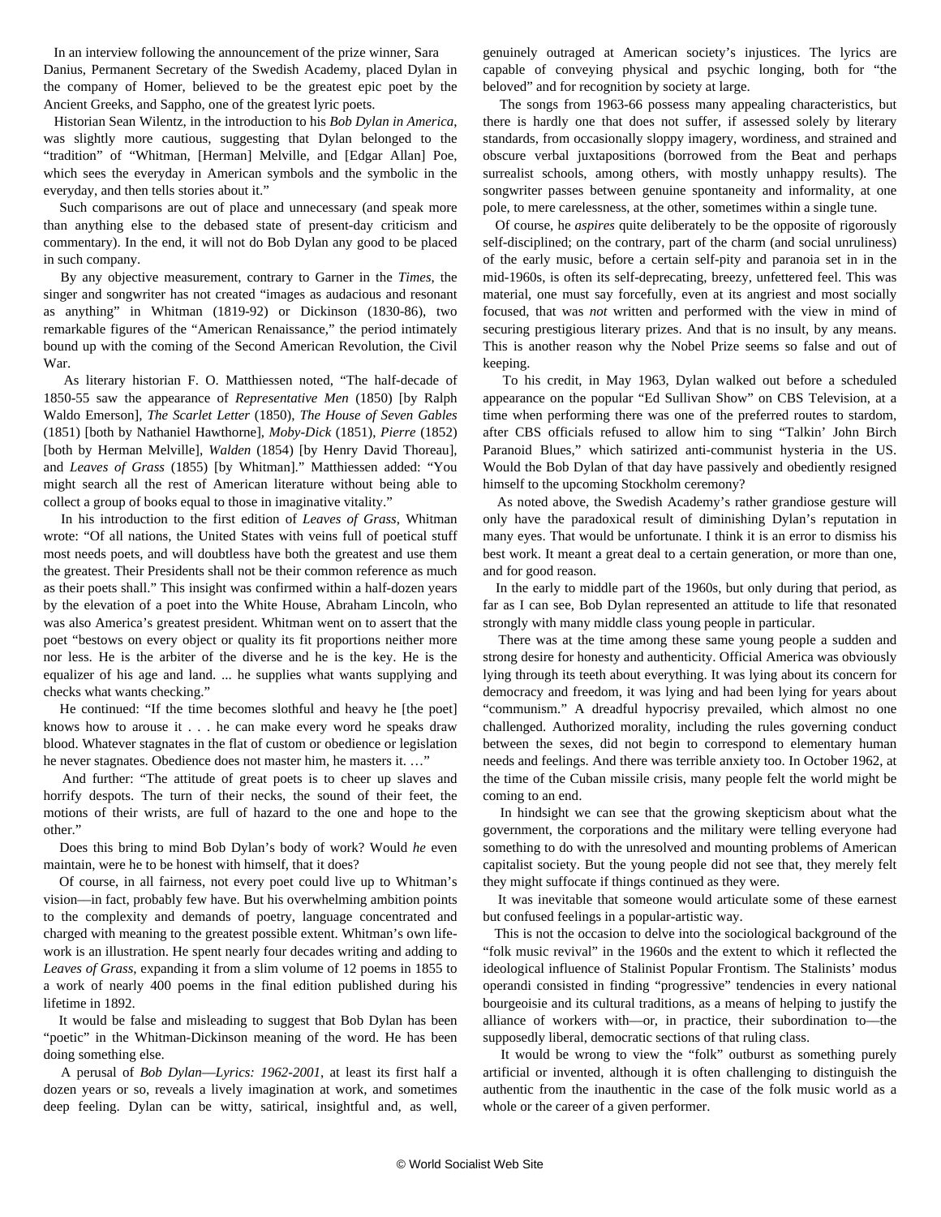In an interview following the announcement of the prize winner, Sara Danius, Permanent Secretary of the Swedish Academy, placed Dylan in the company of Homer, believed to be the greatest epic poet by the Ancient Greeks, and Sappho, one of the greatest lyric poets.

Historian Sean Wilentz, in the introduction to his *Bob Dylan in America*, was slightly more cautious, suggesting that Dylan belonged to the "tradition" of "Whitman, [Herman] Melville, and [Edgar Allan] Poe, which sees the everyday in American symbols and the symbolic in the everyday, and then tells stories about it."

Such comparisons are out of place and unnecessary (and speak more than anything else to the debased state of present-day criticism and commentary). In the end, it will not do Bob Dylan any good to be placed in such company.

By any objective measurement, contrary to Garner in the *Times*, the singer and songwriter has not created "images as audacious and resonant as anything" in Whitman (1819-92) or Dickinson (1830-86), two remarkable figures of the "American Renaissance," the period intimately bound up with the coming of the Second American Revolution, the Civil War.

As literary historian F. O. Matthiessen noted, "The half-decade of 1850-55 saw the appearance of *Representative Men* (1850) [by Ralph Waldo Emerson], *The Scarlet Letter* (1850), *The House of Seven Gables* (1851) [both by Nathaniel Hawthorne], *Moby-Dick* (1851), *Pierre* (1852) [both by Herman Melville], *Walden* (1854) [by Henry David Thoreau], and *Leaves of Grass* (1855) [by Whitman]." Matthiessen added: "You might search all the rest of American literature without being able to collect a group of books equal to those in imaginative vitality."

In his introduction to the first edition of *Leaves of Grass*, Whitman wrote: "Of all nations, the United States with veins full of poetical stuff most needs poets, and will doubtless have both the greatest and use them the greatest. Their Presidents shall not be their common reference as much as their poets shall." This insight was confirmed within a half-dozen years by the elevation of a poet into the White House, Abraham Lincoln, who was also America's greatest president. Whitman went on to assert that the poet "bestows on every object or quality its fit proportions neither more nor less. He is the arbiter of the diverse and he is the key. He is the equalizer of his age and land. ... he supplies what wants supplying and checks what wants checking."

He continued: "If the time becomes slothful and heavy he [the poet] knows how to arouse it . . . he can make every word he speaks draw blood. Whatever stagnates in the flat of custom or obedience or legislation he never stagnates. Obedience does not master him, he masters it. …"

And further: "The attitude of great poets is to cheer up slaves and horrify despots. The turn of their necks, the sound of their feet, the motions of their wrists, are full of hazard to the one and hope to the other."

Does this bring to mind Bob Dylan's body of work? Would *he* even maintain, were he to be honest with himself, that it does?

Of course, in all fairness, not every poet could live up to Whitman's vision—in fact, probably few have. But his overwhelming ambition points to the complexity and demands of poetry, language concentrated and charged with meaning to the greatest possible extent. Whitman's own life-work is an illustration. He spent nearly four decades writing and adding to *Leaves of Grass*, expanding it from a slim volume of 12 poems in 1855 to a work of nearly 400 poems in the final edition published during his lifetime in 1892.

It would be false and misleading to suggest that Bob Dylan has been "poetic" in the Whitman-Dickinson meaning of the word. He has been doing something else.

A perusal of *Bob Dylan—Lyrics: 1962-2001*, at least its first half a dozen years or so, reveals a lively imagination at work, and sometimes deep feeling. Dylan can be witty, satirical, insightful and, as well, genuinely outraged at American society's injustices. The lyrics are capable of conveying physical and psychic longing, both for "the beloved" and for recognition by society at large.

The songs from 1963-66 possess many appealing characteristics, but there is hardly one that does not suffer, if assessed solely by literary standards, from occasionally sloppy imagery, wordiness, and strained and obscure verbal juxtapositions (borrowed from the Beat and perhaps surrealist schools, among others, with mostly unhappy results). The songwriter passes between genuine spontaneity and informality, at one pole, to mere carelessness, at the other, sometimes within a single tune.

Of course, he *aspires* quite deliberately to be the opposite of rigorously self-disciplined; on the contrary, part of the charm (and social unruliness) of the early music, before a certain self-pity and paranoia set in in the mid-1960s, is often its self-deprecating, breezy, unfettered feel. This was material, one must say forcefully, even at its angriest and most socially focused, that was *not* written and performed with the view in mind of securing prestigious literary prizes. And that is no insult, by any means. This is another reason why the Nobel Prize seems so false and out of keeping.

To his credit, in May 1963, Dylan walked out before a scheduled appearance on the popular "Ed Sullivan Show" on CBS Television, at a time when performing there was one of the preferred routes to stardom, after CBS officials refused to allow him to sing "Talkin' John Birch Paranoid Blues," which satirized anti-communist hysteria in the US. Would the Bob Dylan of that day have passively and obediently resigned himself to the upcoming Stockholm ceremony?

As noted above, the Swedish Academy's rather grandiose gesture will only have the paradoxical result of diminishing Dylan's reputation in many eyes. That would be unfortunate. I think it is an error to dismiss his best work. It meant a great deal to a certain generation, or more than one, and for good reason.

In the early to middle part of the 1960s, but only during that period, as far as I can see, Bob Dylan represented an attitude to life that resonated strongly with many middle class young people in particular.

There was at the time among these same young people a sudden and strong desire for honesty and authenticity. Official America was obviously lying through its teeth about everything. It was lying about its concern for democracy and freedom, it was lying and had been lying for years about "communism." A dreadful hypocrisy prevailed, which almost no one challenged. Authorized morality, including the rules governing conduct between the sexes, did not begin to correspond to elementary human needs and feelings. And there was terrible anxiety too. In October 1962, at the time of the Cuban missile crisis, many people felt the world might be coming to an end.

In hindsight we can see that the growing skepticism about what the government, the corporations and the military were telling everyone had something to do with the unresolved and mounting problems of American capitalist society. But the young people did not see that, they merely felt they might suffocate if things continued as they were.

It was inevitable that someone would articulate some of these earnest but confused feelings in a popular-artistic way.

This is not the occasion to delve into the sociological background of the "folk music revival" in the 1960s and the extent to which it reflected the ideological influence of Stalinist Popular Frontism. The Stalinists' modus operandi consisted in finding "progressive" tendencies in every national bourgeoisie and its cultural traditions, as a means of helping to justify the alliance of workers with—or, in practice, their subordination to—the supposedly liberal, democratic sections of that ruling class.

It would be wrong to view the "folk" outburst as something purely artificial or invented, although it is often challenging to distinguish the authentic from the inauthentic in the case of the folk music world as a whole or the career of a given performer.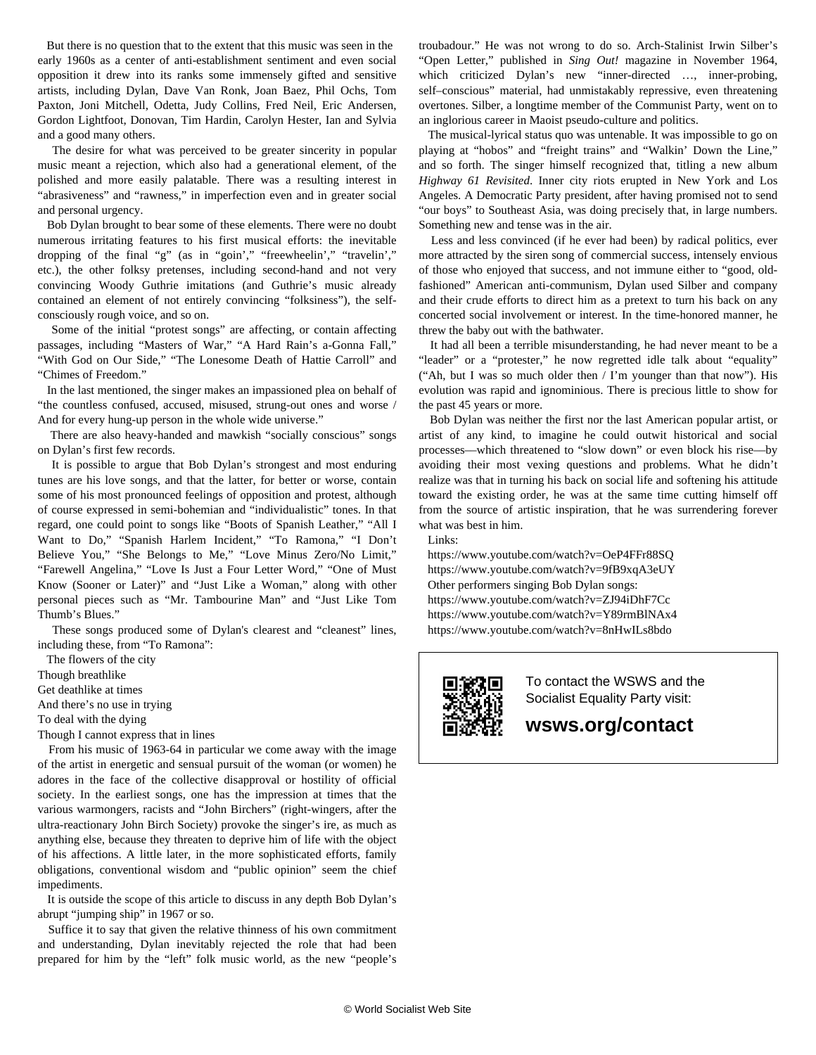But there is no question that to the extent that this music was seen in the early 1960s as a center of anti-establishment sentiment and even social opposition it drew into its ranks some immensely gifted and sensitive artists, including Dylan, Dave Van Ronk, Joan Baez, Phil Ochs, Tom Paxton, Joni Mitchell, Odetta, Judy Collins, Fred Neil, Eric Andersen, Gordon Lightfoot, Donovan, Tim Hardin, Carolyn Hester, Ian and Sylvia and a good many others.

The desire for what was perceived to be greater sincerity in popular music meant a rejection, which also had a generational element, of the polished and more easily palatable. There was a resulting interest in "abrasiveness" and "rawness," in imperfection even and in greater social and personal urgency.

Bob Dylan brought to bear some of these elements. There were no doubt numerous irritating features to his first musical efforts: the inevitable dropping of the final "g" (as in "goin'," "freewheelin'," "travelin'," etc.), the other folksy pretenses, including second-hand and not very convincing Woody Guthrie imitations (and Guthrie's music already contained an element of not entirely convincing "folksiness"), the self-consciously rough voice, and so on.

Some of the initial "protest songs" are affecting, or contain affecting passages, including "Masters of War," "A Hard Rain's a-Gonna Fall," "With God on Our Side," "The Lonesome Death of Hattie Carroll" and "Chimes of Freedom."

In the last mentioned, the singer makes an impassioned plea on behalf of "the countless confused, accused, misused, strung-out ones and worse / And for every hung-up person in the whole wide universe."

There are also heavy-handed and mawkish "socially conscious" songs on Dylan's first few records.

It is possible to argue that Bob Dylan's strongest and most enduring tunes are his love songs, and that the latter, for better or worse, contain some of his most pronounced feelings of opposition and protest, although of course expressed in semi-bohemian and "individualistic" tones. In that regard, one could point to songs like "Boots of Spanish Leather," "All I Want to Do," "Spanish Harlem Incident," "To Ramona," "I Don't Believe You," "She Belongs to Me," "Love Minus Zero/No Limit," "Farewell Angelina," "Love Is Just a Four Letter Word," "One of Must Know (Sooner or Later)" and "Just Like a Woman," along with other personal pieces such as "Mr. Tambourine Man" and "Just Like Tom Thumb's Blues."

These songs produced some of Dylan's clearest and "cleanest" lines, including these, from "To Ramona":

The flowers of the city  
Though breathlike  
Get deathlike at times  
And there's no use in trying  
To deal with the dying  
Though I cannot express that in lines

From his music of 1963-64 in particular we come away with the image of the artist in energetic and sensual pursuit of the woman (or women) he adores in the face of the collective disapproval or hostility of official society. In the earliest songs, one has the impression at times that the various warmongers, racists and "John Birchers" (right-wingers, after the ultra-reactionary John Birch Society) provoke the singer's ire, as much as anything else, because they threaten to deprive him of life with the object of his affections. A little later, in the more sophisticated efforts, family obligations, conventional wisdom and "public opinion" seem the chief impediments.

It is outside the scope of this article to discuss in any depth Bob Dylan's abrupt "jumping ship" in 1967 or so.

Suffice it to say that given the relative thinness of his own commitment and understanding, Dylan inevitably rejected the role that had been prepared for him by the "left" folk music world, as the new "people's troubadour." He was not wrong to do so. Arch-Stalinist Irwin Silber's "Open Letter," published in *Sing Out!* magazine in November 1964, which criticized Dylan's new "inner-directed …, inner-probing, self–conscious" material, had unmistakably repressive, even threatening overtones. Silber, a longtime member of the Communist Party, went on to an inglorious career in Maoist pseudo-culture and politics.

The musical-lyrical status quo was untenable. It was impossible to go on playing at "hobos" and "freight trains" and "Walkin' Down the Line," and so forth. The singer himself recognized that, titling a new album *Highway 61 Revisited*. Inner city riots erupted in New York and Los Angeles. A Democratic Party president, after having promised not to send "our boys" to Southeast Asia, was doing precisely that, in large numbers. Something new and tense was in the air.

Less and less convinced (if he ever had been) by radical politics, ever more attracted by the siren song of commercial success, intensely envious of those who enjoyed that success, and not immune either to "good, old-fashioned" American anti-communism, Dylan used Silber and company and their crude efforts to direct him as a pretext to turn his back on any concerted social involvement or interest. In the time-honored manner, he threw the baby out with the bathwater.

It had all been a terrible misunderstanding, he had never meant to be a "leader" or a "protester," he now regretted idle talk about "equality" ("Ah, but I was so much older then / I'm younger than that now"). His evolution was rapid and ignominious. There is precious little to show for the past 45 years or more.

Bob Dylan was neither the first nor the last American popular artist, or artist of any kind, to imagine he could outwit historical and social processes—which threatened to "slow down" or even block his rise—by avoiding their most vexing questions and problems. What he didn't realize was that in turning his back on social life and softening his attitude toward the existing order, he was at the same time cutting himself off from the source of artistic inspiration, that he was surrendering forever what was best in him.

Links:

https://www.youtube.com/watch?v=OeP4FFr88SQ  
https://www.youtube.com/watch?v=9fB9xqA3eUY

Other performers singing Bob Dylan songs:

https://www.youtube.com/watch?v=ZJ94iDhF7Cc  
https://www.youtube.com/watch?v=Y89rmBlNAx4  
https://www.youtube.com/watch?v=8nHwILs8bdo

To contact the WSWS and the Socialist Equality Party visit:

**wsws.org/contact**